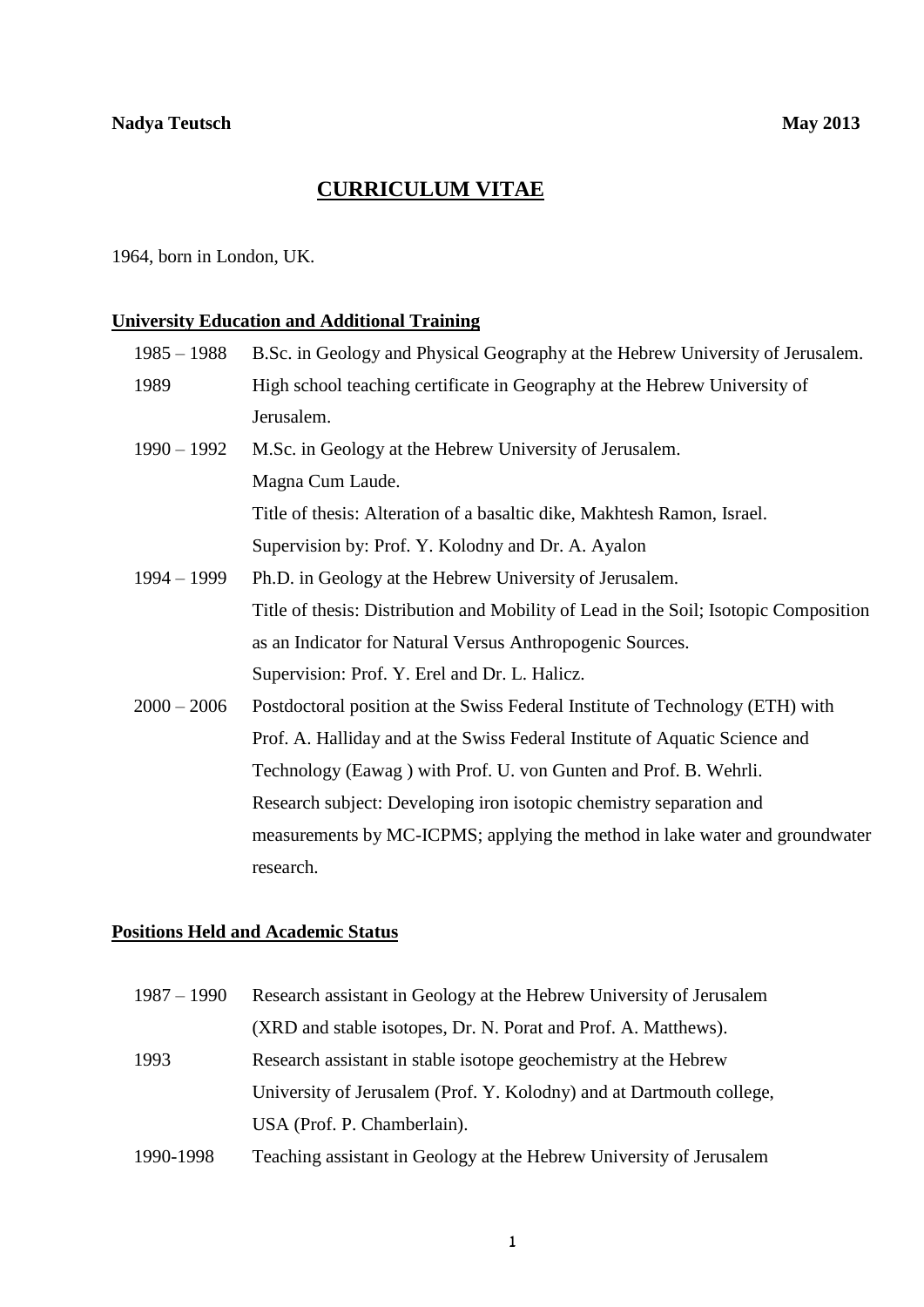**Nadya Teutsch** **May 2013**

# CURRICULUM VITAE

1964, born in London, UK.

## University Education and Additional Training

| | |
|---|---|
| 1985 – 1988 | B.Sc. in Geology and Physical Geography at the Hebrew University of Jerusalem. |
| 1989 | High school teaching certificate in Geography at the Hebrew University of Jerusalem. |
| 1990 – 1992 | M.Sc. in Geology at the Hebrew University of Jerusalem. Magna Cum Laude. Title of thesis: Alteration of a basaltic dike, Makhtesh Ramon, Israel. Supervision by: Prof. Y. Kolodny and Dr. A. Ayalon |
| 1994 – 1999 | Ph.D. in Geology at the Hebrew University of Jerusalem. Title of thesis: Distribution and Mobility of Lead in the Soil; Isotopic Composition as an Indicator for Natural Versus Anthropogenic Sources. Supervision: Prof. Y. Erel and Dr. L. Halicz. |
| 2000 – 2006 | Postdoctoral position at the Swiss Federal Institute of Technology (ETH) with Prof. A. Halliday and at the Swiss Federal Institute of Aquatic Science and Technology (Eawag ) with Prof. U. von Gunten and Prof. B. Wehrli. Research subject: Developing iron isotopic chemistry separation and measurements by MC-ICPMS; applying the method in lake water and groundwater research. |

## Positions Held and Academic Status

| | |
|---|---|
| 1987 – 1990 | Research assistant in Geology at the Hebrew University of Jerusalem (XRD and stable isotopes, Dr. N. Porat and Prof. A. Matthews). |
| 1993 | Research assistant in stable isotope geochemistry at the Hebrew University of Jerusalem (Prof. Y. Kolodny) and at Dartmouth college, USA (Prof. P. Chamberlain). |
| 1990-1998 | Teaching assistant in Geology at the Hebrew University of Jerusalem |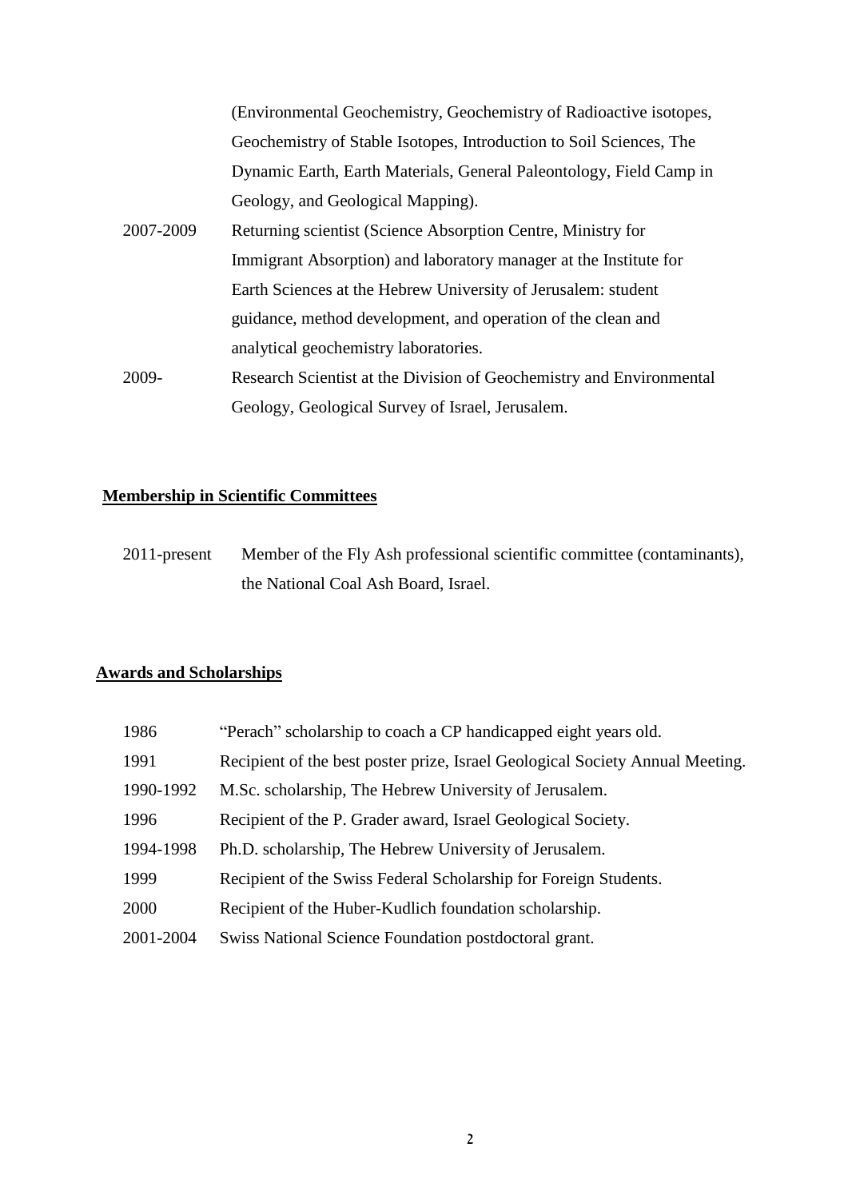(Environmental Geochemistry, Geochemistry of Radioactive isotopes, Geochemistry of Stable Isotopes, Introduction to Soil Sciences, The Dynamic Earth, Earth Materials, General Paleontology, Field Camp in Geology, and Geological Mapping).

| | |
|---|---|
| 2007-2009 | Returning scientist (Science Absorption Centre, Ministry for Immigrant Absorption) and laboratory manager at the Institute for Earth Sciences at the Hebrew University of Jerusalem: student guidance, method development, and operation of the clean and analytical geochemistry laboratories. |
| 2009- | Research Scientist at the Division of Geochemistry and Environmental Geology, Geological Survey of Israel, Jerusalem. |

## Membership in Scientific Committees

| | |
|---|---|
| 2011-present | Member of the Fly Ash professional scientific committee (contaminants), the National Coal Ash Board, Israel. |

## Awards and Scholarships

| | |
|---|---|
| 1986 | "Perach" scholarship to coach a CP handicapped eight years old. |
| 1991 | Recipient of the best poster prize, Israel Geological Society Annual Meeting. |
| 1990-1992 | M.Sc. scholarship, The Hebrew University of Jerusalem. |
| 1996 | Recipient of the P. Grader award, Israel Geological Society. |
| 1994-1998 | Ph.D. scholarship, The Hebrew University of Jerusalem. |
| 1999 | Recipient of the Swiss Federal Scholarship for Foreign Students. |
| 2000 | Recipient of the Huber-Kudlich foundation scholarship. |
| 2001-2004 | Swiss National Science Foundation postdoctoral grant. |